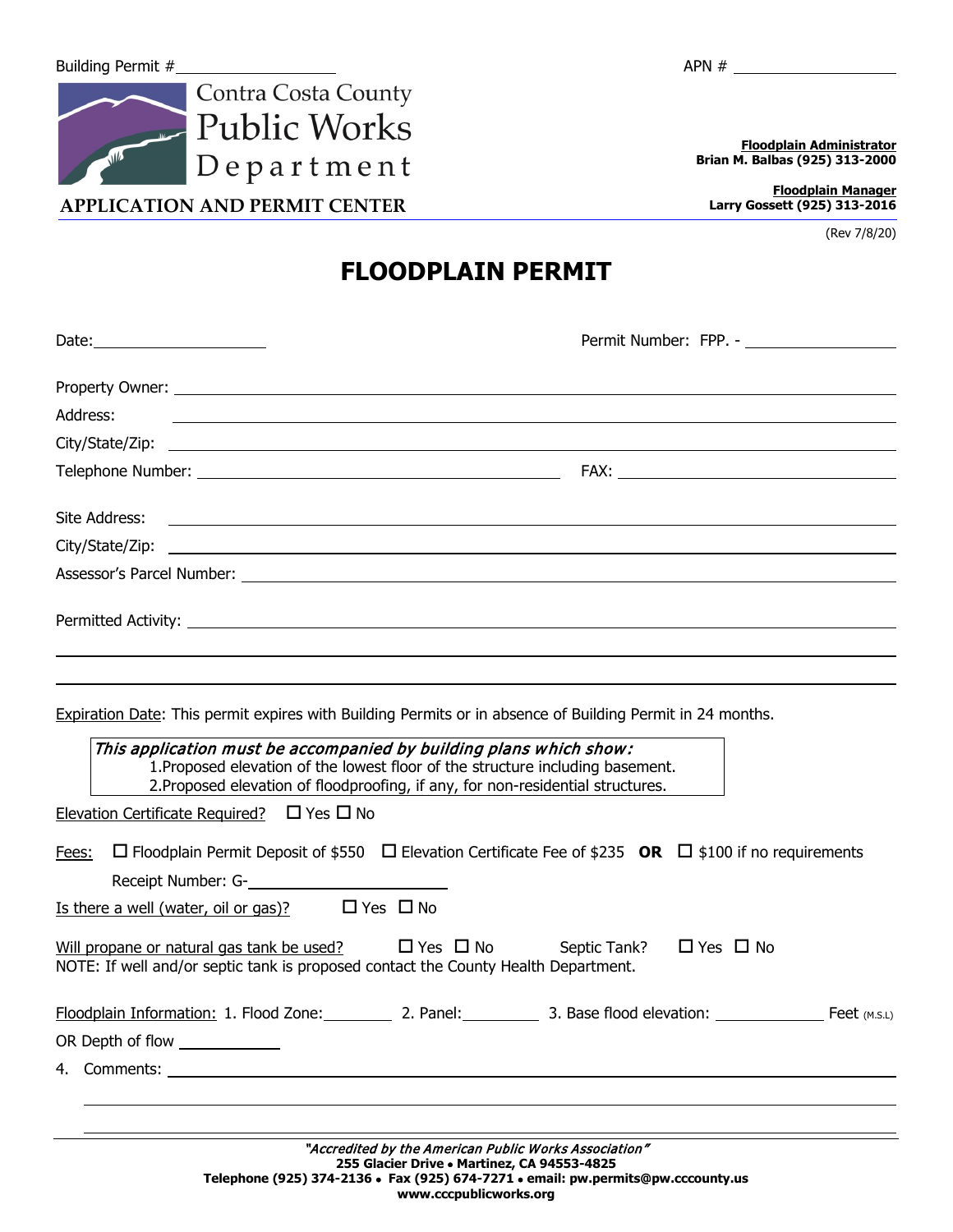Building Permit # ____________________ APN # ____________________

Contra Costa County
Public Works
Department

**APPLICATION AND PERMIT CENTER**

**Floodplain Administrator**
**Brian M. Balbas (925) 313-2000**

**Floodplain Manager**
**Larry Gossett (925) 313-2016**

(Rev 7/8/20)

# FLOODPLAIN PERMIT

Date: ____________________ Permit Number: FPP. - ____________________

Property Owner: ____________________

Address: ____________________

City/State/Zip: ____________________

Telephone Number: ____________________ FAX: ____________________

Site Address: ____________________

City/State/Zip: ____________________

Assessor's Parcel Number: ____________________

Permitted Activity: ____________________

____________________

____________________

Expiration Date: This permit expires with Building Permits or in absence of Building Permit in 24 months.

> *This application must be accompanied by building plans which show:*
> 1. Proposed elevation of the lowest floor of the structure including basement.
> 2. Proposed elevation of floodproofing, if any, for non-residential structures.

Elevation Certificate Required? ☐ Yes ☐ No

Fees: ☐ Floodplain Permit Deposit of $550 ☐ Elevation Certificate Fee of $235 **OR** ☐ $100 if no requirements

Receipt Number: G-____________________

Is there a well (water, oil or gas)? ☐ Yes ☐ No

Will propane or natural gas tank be used? ☐ Yes ☐ No Septic Tank? ☐ Yes ☐ No

NOTE: If well and/or septic tank is proposed contact the County Health Department.

Floodplain Information: 1. Flood Zone:__________ 2. Panel:__________ 3. Base flood elevation: __________ Feet (M.S.L)

OR Depth of flow __________

4. Comments: ____________________

____________________

____________________

*"Accredited by the American Public Works Association"*
**255 Glacier Drive • Martinez, CA 94553-4825**
**Telephone (925) 374-2136 • Fax (925) 674-7271 • email: pw.permits@pw.cccounty.us**
**www.cccpublicworks.org**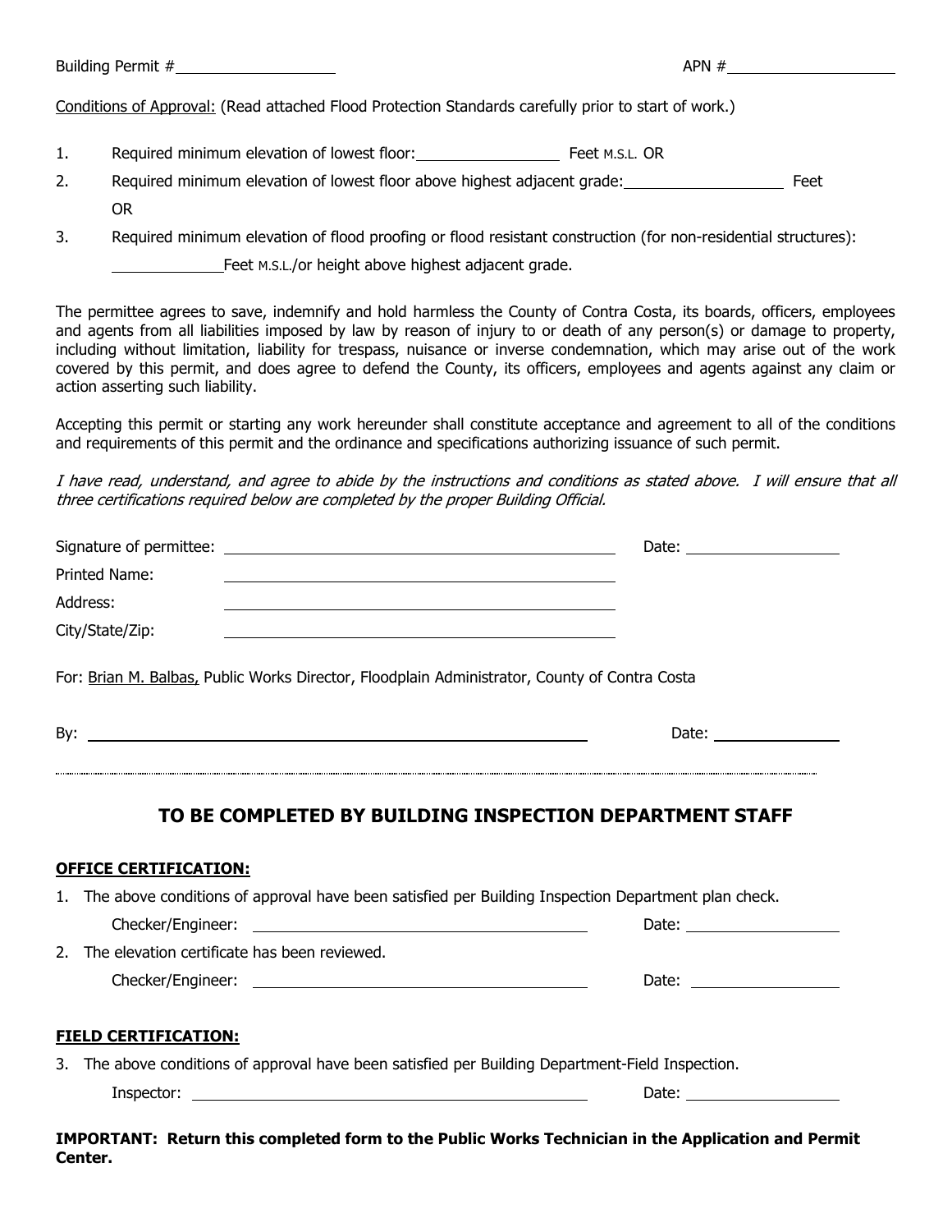Building Permit #\_\_\_\_\_\_\_\_\_\_\_\_\_\_\_\_\_\_\_\_ APN #\_\_\_\_\_\_\_\_\_\_\_\_\_\_\_\_\_\_\_\_

Conditions of Approval: (Read attached Flood Protection Standards carefully prior to start of work.)

1. Required minimum elevation of lowest floor: \_\_\_\_\_\_\_\_\_\_\_\_\_\_\_\_ Feet M.S.L. OR
2. Required minimum elevation of lowest floor above highest adjacent grade: \_\_\_\_\_\_\_\_\_\_\_\_\_\_\_\_ Feet OR
3. Required minimum elevation of flood proofing or flood resistant construction (for non-residential structures): \_\_\_\_\_\_\_\_\_\_\_\_ Feet M.S.L./or height above highest adjacent grade.

The permittee agrees to save, indemnify and hold harmless the County of Contra Costa, its boards, officers, employees and agents from all liabilities imposed by law by reason of injury to or death of any person(s) or damage to property, including without limitation, liability for trespass, nuisance or inverse condemnation, which may arise out of the work covered by this permit, and does agree to defend the County, its officers, employees and agents against any claim or action asserting such liability.

Accepting this permit or starting any work hereunder shall constitute acceptance and agreement to all of the conditions and requirements of this permit and the ordinance and specifications authorizing issuance of such permit.

*I have read, understand, and agree to abide by the instructions and conditions as stated above. I will ensure that all three certifications required below are completed by the proper Building Official.*

Signature of permittee: \_\_\_\_\_\_\_\_\_\_\_\_\_\_\_\_\_\_\_\_\_\_\_\_\_\_\_\_\_\_\_\_ Date: \_\_\_\_\_\_\_\_\_\_\_\_\_\_\_\_

Printed Name: \_\_\_\_\_\_\_\_\_\_\_\_\_\_\_\_\_\_\_\_\_\_\_\_\_\_\_\_\_\_\_\_

Address: \_\_\_\_\_\_\_\_\_\_\_\_\_\_\_\_\_\_\_\_\_\_\_\_\_\_\_\_\_\_\_\_

City/State/Zip: \_\_\_\_\_\_\_\_\_\_\_\_\_\_\_\_\_\_\_\_\_\_\_\_\_\_\_\_\_\_\_\_

For: Brian M. Balbas, Public Works Director, Floodplain Administrator, County of Contra Costa

By: \_\_\_\_\_\_\_\_\_\_\_\_\_\_\_\_\_\_\_\_\_\_\_\_\_\_\_\_\_\_\_\_\_\_\_\_\_\_\_\_ Date: \_\_\_\_\_\_\_\_\_\_\_\_\_\_\_\_

---

## TO BE COMPLETED BY BUILDING INSPECTION DEPARTMENT STAFF

**OFFICE CERTIFICATION:**

1. The above conditions of approval have been satisfied per Building Inspection Department plan check.

   Checker/Engineer: \_\_\_\_\_\_\_\_\_\_\_\_\_\_\_\_\_\_\_\_\_\_\_\_\_\_\_\_\_\_\_\_ Date: \_\_\_\_\_\_\_\_\_\_\_\_\_\_\_\_

2. The elevation certificate has been reviewed.

   Checker/Engineer: \_\_\_\_\_\_\_\_\_\_\_\_\_\_\_\_\_\_\_\_\_\_\_\_\_\_\_\_\_\_\_\_ Date: \_\_\_\_\_\_\_\_\_\_\_\_\_\_\_\_

**FIELD CERTIFICATION:**

3. The above conditions of approval have been satisfied per Building Department-Field Inspection.

   Inspector: \_\_\_\_\_\_\_\_\_\_\_\_\_\_\_\_\_\_\_\_\_\_\_\_\_\_\_\_\_\_\_\_ Date: \_\_\_\_\_\_\_\_\_\_\_\_\_\_\_\_

**IMPORTANT: Return this completed form to the Public Works Technician in the Application and Permit Center.**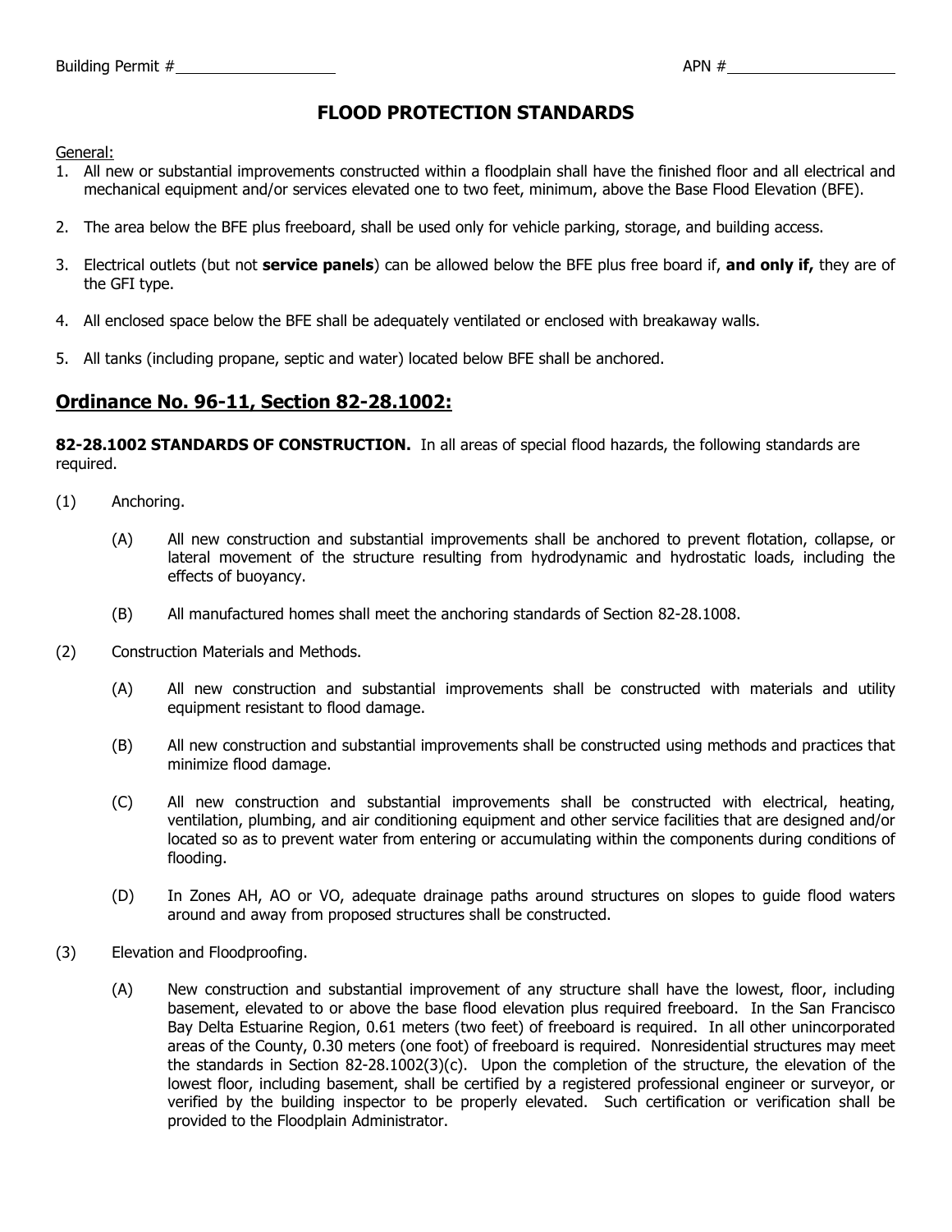Building Permit # ___________________ APN # ___________________

# FLOOD PROTECTION STANDARDS

General:

1. All new or substantial improvements constructed within a floodplain shall have the finished floor and all electrical and mechanical equipment and/or services elevated one to two feet, minimum, above the Base Flood Elevation (BFE).

2. The area below the BFE plus freeboard, shall be used only for vehicle parking, storage, and building access.

3. Electrical outlets (but not **service panels**) can be allowed below the BFE plus free board if, **and only if,** they are of the GFI type.

4. All enclosed space below the BFE shall be adequately ventilated or enclosed with breakaway walls.

5. All tanks (including propane, septic and water) located below BFE shall be anchored.

## Ordinance No. 96-11, Section 82-28.1002:

**82-28.1002 STANDARDS OF CONSTRUCTION.** In all areas of special flood hazards, the following standards are required.

(1) Anchoring.

(A) All new construction and substantial improvements shall be anchored to prevent flotation, collapse, or lateral movement of the structure resulting from hydrodynamic and hydrostatic loads, including the effects of buoyancy.

(B) All manufactured homes shall meet the anchoring standards of Section 82-28.1008.

(2) Construction Materials and Methods.

(A) All new construction and substantial improvements shall be constructed with materials and utility equipment resistant to flood damage.

(B) All new construction and substantial improvements shall be constructed using methods and practices that minimize flood damage.

(C) All new construction and substantial improvements shall be constructed with electrical, heating, ventilation, plumbing, and air conditioning equipment and other service facilities that are designed and/or located so as to prevent water from entering or accumulating within the components during conditions of flooding.

(D) In Zones AH, AO or VO, adequate drainage paths around structures on slopes to guide flood waters around and away from proposed structures shall be constructed.

(3) Elevation and Floodproofing.

(A) New construction and substantial improvement of any structure shall have the lowest, floor, including basement, elevated to or above the base flood elevation plus required freeboard. In the San Francisco Bay Delta Estuarine Region, 0.61 meters (two feet) of freeboard is required. In all other unincorporated areas of the County, 0.30 meters (one foot) of freeboard is required. Nonresidential structures may meet the standards in Section 82-28.1002(3)(c). Upon the completion of the structure, the elevation of the lowest floor, including basement, shall be certified by a registered professional engineer or surveyor, or verified by the building inspector to be properly elevated. Such certification or verification shall be provided to the Floodplain Administrator.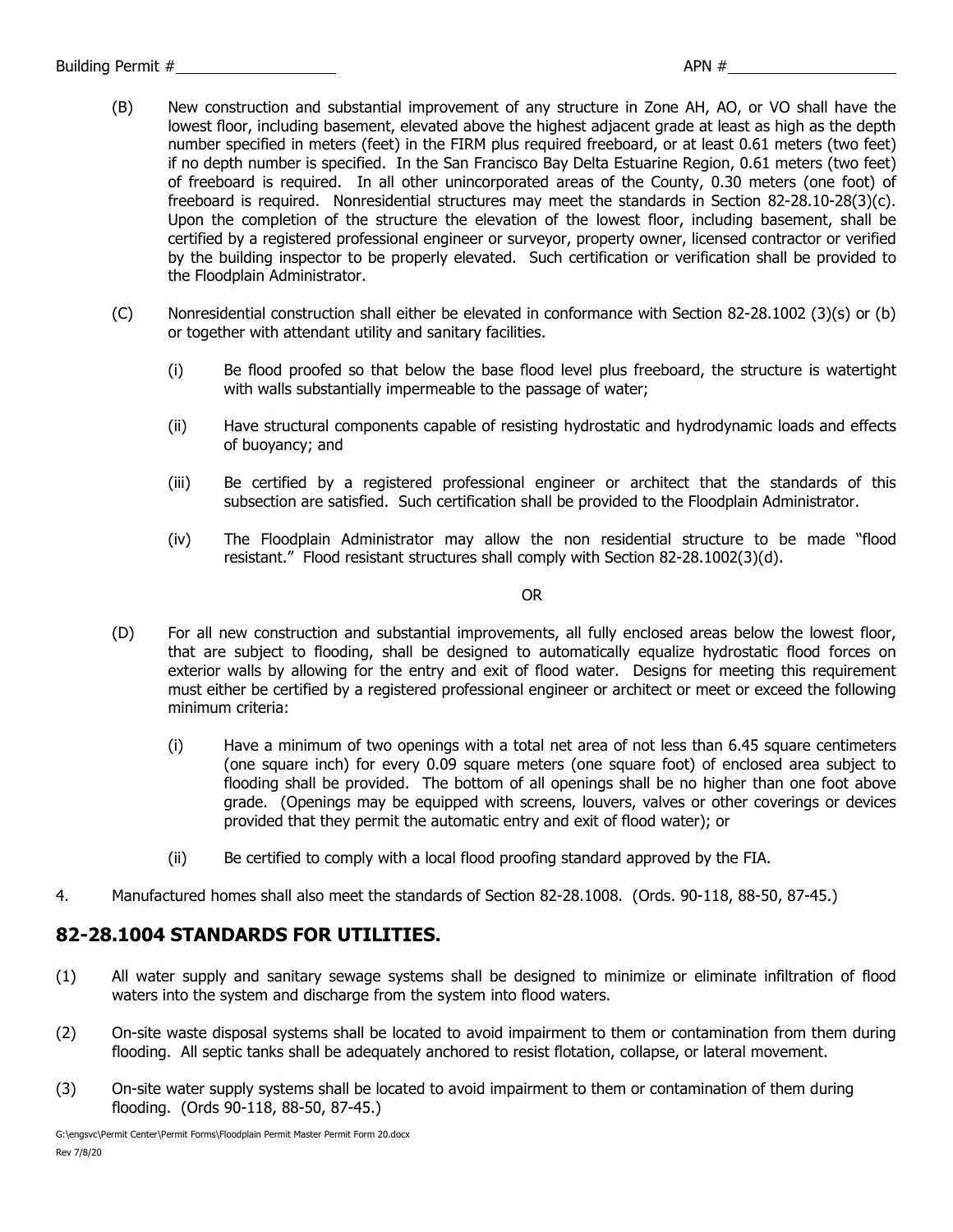Building Permit # \_\_\_\_\_\_\_\_\_\_\_\_\_\_\_\_\_\_ APN # \_\_\_\_\_\_\_\_\_\_\_\_\_\_\_\_\_\_

(B) New construction and substantial improvement of any structure in Zone AH, AO, or VO shall have the lowest floor, including basement, elevated above the highest adjacent grade at least as high as the depth number specified in meters (feet) in the FIRM plus required freeboard, or at least 0.61 meters (two feet) if no depth number is specified. In the San Francisco Bay Delta Estuarine Region, 0.61 meters (two feet) of freeboard is required. In all other unincorporated areas of the County, 0.30 meters (one foot) of freeboard is required. Nonresidential structures may meet the standards in Section 82-28.10-28(3)(c). Upon the completion of the structure the elevation of the lowest floor, including basement, shall be certified by a registered professional engineer or surveyor, property owner, licensed contractor or verified by the building inspector to be properly elevated. Such certification or verification shall be provided to the Floodplain Administrator.

(C) Nonresidential construction shall either be elevated in conformance with Section 82-28.1002 (3)(s) or (b) or together with attendant utility and sanitary facilities.

  (i) Be flood proofed so that below the base flood level plus freeboard, the structure is watertight with walls substantially impermeable to the passage of water;

  (ii) Have structural components capable of resisting hydrostatic and hydrodynamic loads and effects of buoyancy; and

  (iii) Be certified by a registered professional engineer or architect that the standards of this subsection are satisfied. Such certification shall be provided to the Floodplain Administrator.

  (iv) The Floodplain Administrator may allow the non residential structure to be made "flood resistant." Flood resistant structures shall comply with Section 82-28.1002(3)(d).

OR

(D) For all new construction and substantial improvements, all fully enclosed areas below the lowest floor, that are subject to flooding, shall be designed to automatically equalize hydrostatic flood forces on exterior walls by allowing for the entry and exit of flood water. Designs for meeting this requirement must either be certified by a registered professional engineer or architect or meet or exceed the following minimum criteria:

  (i) Have a minimum of two openings with a total net area of not less than 6.45 square centimeters (one square inch) for every 0.09 square meters (one square foot) of enclosed area subject to flooding shall be provided. The bottom of all openings shall be no higher than one foot above grade. (Openings may be equipped with screens, louvers, valves or other coverings or devices provided that they permit the automatic entry and exit of flood water); or

  (ii) Be certified to comply with a local flood proofing standard approved by the FIA.

4. Manufactured homes shall also meet the standards of Section 82-28.1008. (Ords. 90-118, 88-50, 87-45.)

## 82-28.1004 STANDARDS FOR UTILITIES.

(1) All water supply and sanitary sewage systems shall be designed to minimize or eliminate infiltration of flood waters into the system and discharge from the system into flood waters.

(2) On-site waste disposal systems shall be located to avoid impairment to them or contamination from them during flooding. All septic tanks shall be adequately anchored to resist flotation, collapse, or lateral movement.

(3) On-site water supply systems shall be located to avoid impairment to them or contamination of them during flooding. (Ords 90-118, 88-50, 87-45.)

G:\engsvc\Permit Center\Permit Forms\Floodplain Permit Master Permit Form 20.docx
Rev 7/8/20